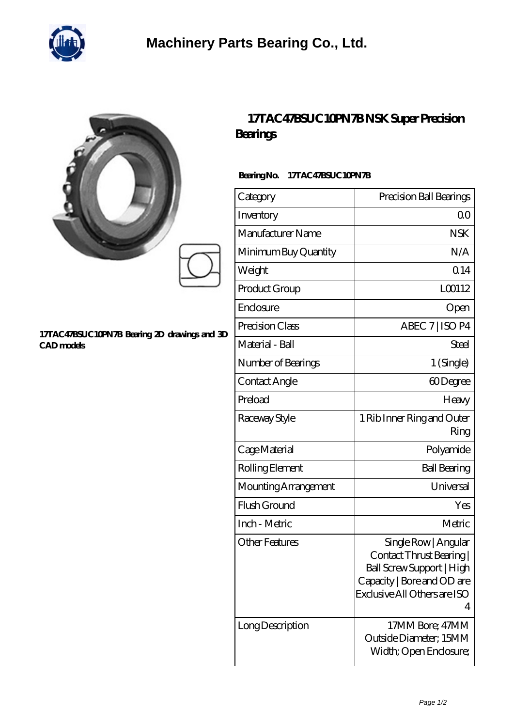# Machinery Parts Bearing Co., Ltd.

## 17TAC47BSUC10PN7B NSK Super Precision Bearings

17TAC47BSUC10PN7B Bearing 2D drawings and 3D CAD models

**Bearing No.** 17TAC47BSUC10PN7B

| | |
|---|---|
| Category | Precision Ball Bearings |
| Inventory | 0.0 |
| Manufacturer Name | NSK |
| Minimum Buy Quantity | N/A |
| Weight | 0.14 |
| Product Group | L00112 |
| Enclosure | Open |
| Precision Class | ABEC 7 \| ISO P4 |
| Material - Ball | Steel |
| Number of Bearings | 1 (Single) |
| Contact Angle | 60 Degree |
| Preload | Heavy |
| Raceway Style | 1 Rib Inner Ring and Outer Ring |
| Cage Material | Polyamide |
| Rolling Element | Ball Bearing |
| Mounting Arrangement | Universal |
| Flush Ground | Yes |
| Inch - Metric | Metric |
| Other Features | Single Row \| Angular Contact Thrust Bearing \| Ball Screw Support \| High Capacity \| Bore and OD are Exclusive All Others are ISO 4 |
| Long Description | 17MM Bore; 47MM Outside Diameter; 15MM Width; Open Enclosure; |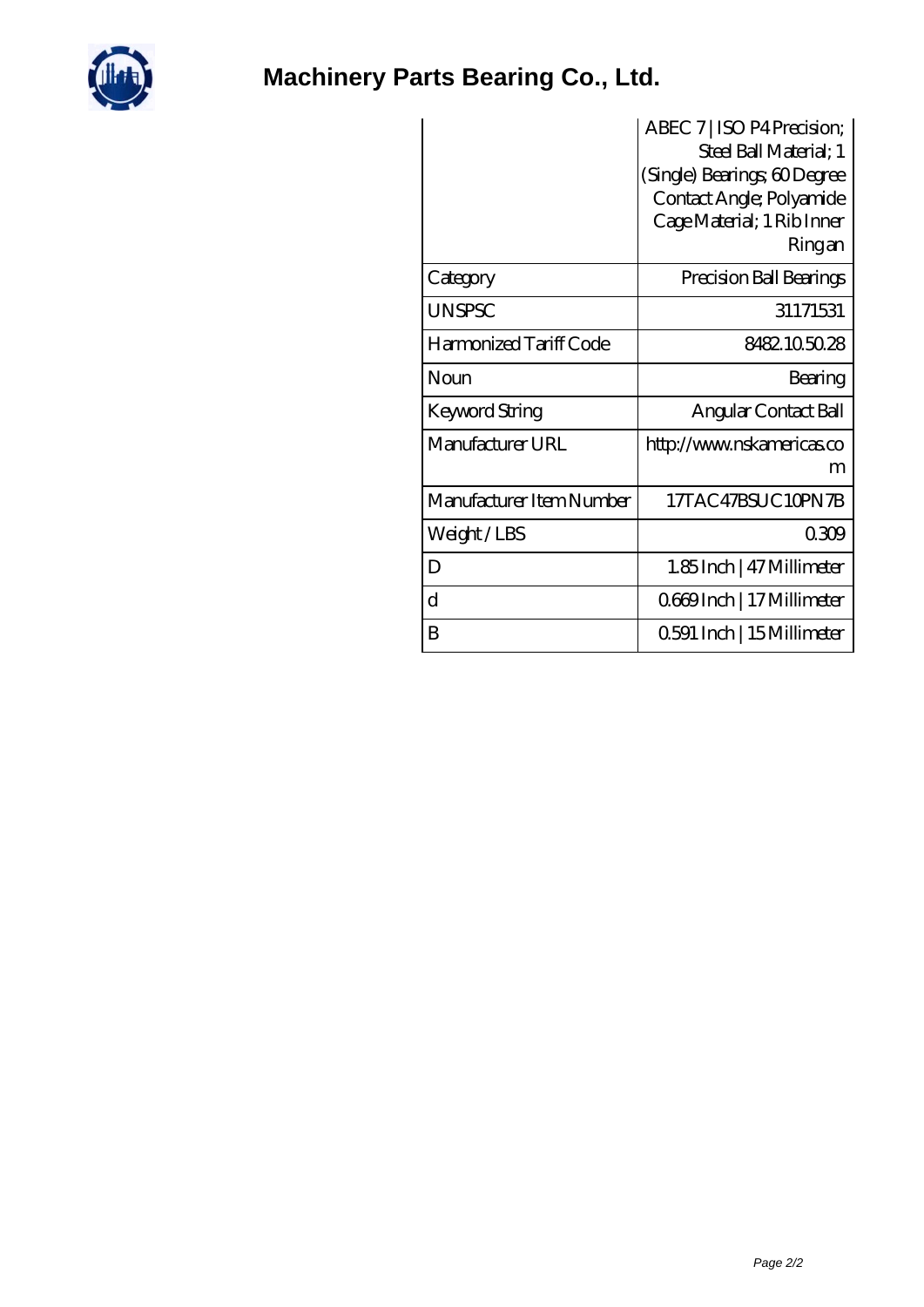| | |
|---|---|
| | ABEC 7 \| ISO P4 Precision; Steel Ball Material; 1 (Single) Bearings; 60 Degree Contact Angle; Polyamide Cage Material; 1 Rib Inner Ring an |
| Category | Precision Ball Bearings |
| UNSPSC | 31171531 |
| Harmonized Tariff Code | 8482.10.50.28 |
| Noun | Bearing |
| Keyword String | Angular Contact Ball |
| Manufacturer URL | http://www.nskamericas.com |
| Manufacturer Item Number | 17TAC47BSUC10PN7B |
| Weight / LBS | 0.309 |
| D | 1.85 Inch \| 47 Millimeter |
| d | 0.669 Inch \| 17 Millimeter |
| B | 0.591 Inch \| 15 Millimeter |